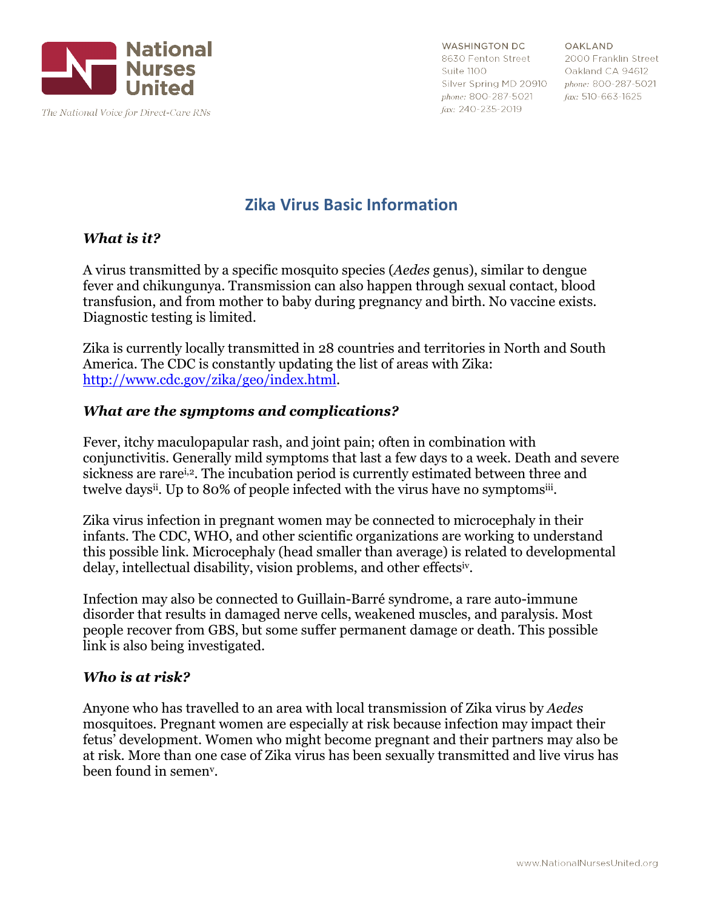National Nurses United

The National Voice for Direct-Care RNs

WASHINGTON DC
8630 Fenton Street
Suite 1100
Silver Spring MD 20910
*phone:* 800-287-5021
*fax:* 240-235-2019

OAKLAND
2000 Franklin Street
Oakland CA 94612
*phone:* 800-287-5021
*fax:* 510-663-1625

# Zika Virus Basic Information

### *What is it?*

A virus transmitted by a specific mosquito species (*Aedes* genus), similar to dengue fever and chikungunya. Transmission can also happen through sexual contact, blood transfusion, and from mother to baby during pregnancy and birth. No vaccine exists. Diagnostic testing is limited.

Zika is currently locally transmitted in 28 countries and territories in North and South America. The CDC is constantly updating the list of areas with Zika: http://www.cdc.gov/zika/geo/index.html.

### *What are the symptoms and complications?*

Fever, itchy maculopapular rash, and joint pain; often in combination with conjunctivitis. Generally mild symptoms that last a few days to a week. Death and severe sickness are rare[i,2]. The incubation period is currently estimated between three and twelve days[ii]. Up to 80% of people infected with the virus have no symptoms[iii].

Zika virus infection in pregnant women may be connected to microcephaly in their infants. The CDC, WHO, and other scientific organizations are working to understand this possible link. Microcephaly (head smaller than average) is related to developmental delay, intellectual disability, vision problems, and other effects[iv].

Infection may also be connected to Guillain-Barré syndrome, a rare auto-immune disorder that results in damaged nerve cells, weakened muscles, and paralysis. Most people recover from GBS, but some suffer permanent damage or death. This possible link is also being investigated.

### *Who is at risk?*

Anyone who has travelled to an area with local transmission of Zika virus by *Aedes* mosquitoes. Pregnant women are especially at risk because infection may impact their fetus' development. Women who might become pregnant and their partners may also be at risk. More than one case of Zika virus has been sexually transmitted and live virus has been found in semen[v].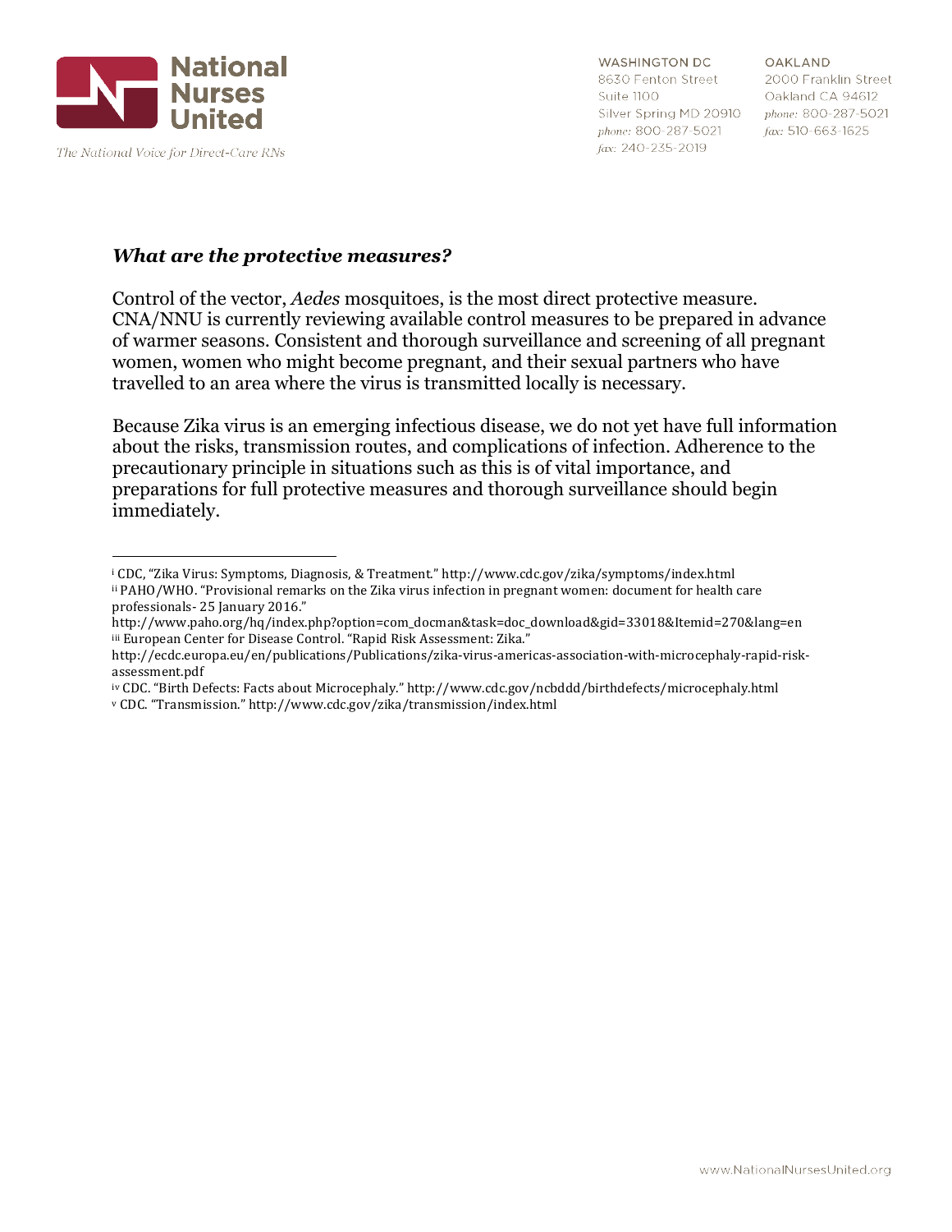### *What are the protective measures?*

Control of the vector, *Aedes* mosquitoes, is the most direct protective measure. CNA/NNU is currently reviewing available control measures to be prepared in advance of warmer seasons. Consistent and thorough surveillance and screening of all pregnant women, women who might become pregnant, and their sexual partners who have travelled to an area where the virus is transmitted locally is necessary.

Because Zika virus is an emerging infectious disease, we do not yet have full information about the risks, transmission routes, and complications of infection. Adherence to the precautionary principle in situations such as this is of vital importance, and preparations for full protective measures and thorough surveillance should begin immediately.

---

[i] CDC, "Zika Virus: Symptoms, Diagnosis, & Treatment." http://www.cdc.gov/zika/symptoms/index.html

[ii] PAHO/WHO. "Provisional remarks on the Zika virus infection in pregnant women: document for health care professionals- 25 January 2016." http://www.paho.org/hq/index.php?option=com_docman&task=doc_download&gid=33018&Itemid=270&lang=en

[iii] European Center for Disease Control. "Rapid Risk Assessment: Zika." http://ecdc.europa.eu/en/publications/Publications/zika-virus-americas-association-with-microcephaly-rapid-risk-assessment.pdf

[iv] CDC. "Birth Defects: Facts about Microcephaly." http://www.cdc.gov/ncbddd/birthdefects/microcephaly.html

[v] CDC. "Transmission." http://www.cdc.gov/zika/transmission/index.html